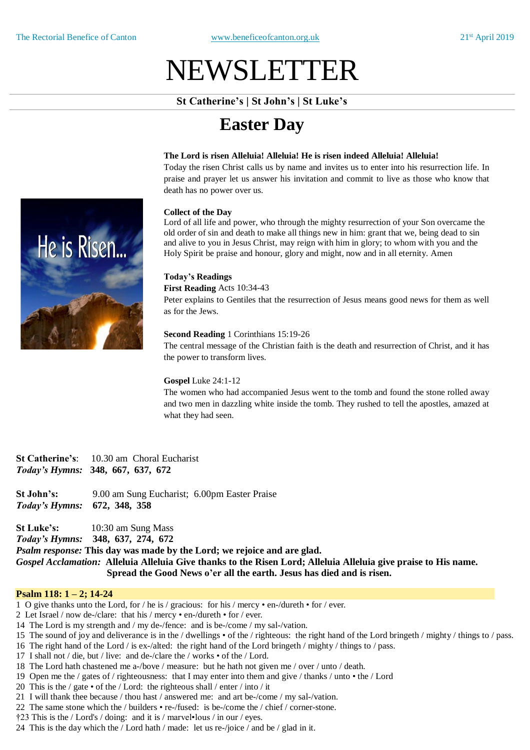The Rectorial Benefice of Canton www.beneficeofcanton.org.uk 21st April 2019

# NEWSLETTER

**St Catherine's | St John's | St Luke's**

## Easter Day

**The Lord is risen Alleluia! Alleluia! He is risen indeed Alleluia! Alleluia!**
Today the risen Christ calls us by name and invites us to enter into his resurrection life. In praise and prayer let us answer his invitation and commit to live as those who know that death has no power over us.

**Collect of the Day**
Lord of all life and power, who through the mighty resurrection of your Son overcame the old order of sin and death to make all things new in him: grant that we, being dead to sin and alive to you in Jesus Christ, may reign with him in glory; to whom with you and the Holy Spirit be praise and honour, glory and might, now and in all eternity. Amen

**Today's Readings**
**First Reading** Acts 10:34-43
Peter explains to Gentiles that the resurrection of Jesus means good news for them as well as for the Jews.

**Second Reading** 1 Corinthians 15:19-26
The central message of the Christian faith is the death and resurrection of Christ, and it has the power to transform lives.

**Gospel** Luke 24:1-12
The women who had accompanied Jesus went to the tomb and found the stone rolled away and two men in dazzling white inside the tomb. They rushed to tell the apostles, amazed at what they had seen.

**St Catherine's**: 10.30 am Choral Eucharist
***Today's Hymns:*** **348, 667, 637, 672**

**St John's:** 9.00 am Sung Eucharist; 6.00pm Easter Praise
***Today's Hymns:*** **672, 348, 358**

**St Luke's:** 10:30 am Sung Mass
***Today's Hymns:*** **348, 637, 274, 672**
*Psalm response:* **This day was made by the Lord; we rejoice and are glad.**
*Gospel Acclamation:* **Alleluia Alleluia Give thanks to the Risen Lord; Alleluia Alleluia give praise to His name. Spread the Good News o'er all the earth. Jesus has died and is risen.**

**Psalm 118: 1 – 2; 14-24**

1 O give thanks unto the Lord, for / he is / gracious: for his / mercy • en-/dureth • for / ever.
2 Let Israel / now de-/clare: that his / mercy • en-/dureth • for / ever.
14 The Lord is my strength and / my de-/fence: and is be-/come / my sal-/vation.
15 The sound of joy and deliverance is in the / dwellings • of the / righteous: the right hand of the Lord bringeth / mighty / things to / pass.
16 The right hand of the Lord / is ex-/alted: the right hand of the Lord bringeth / mighty / things to / pass.
17 I shall not / die, but / live: and de-/clare the / works • of the / Lord.
18 The Lord hath chastened me a-/bove / measure: but he hath not given me / over / unto / death.
19 Open me the / gates of / righteousness: that I may enter into them and give / thanks / unto • the / Lord
20 This is the / gate • of the / Lord: the righteous shall / enter / into / it
21 I will thank thee because / thou hast / answered me: and art be-/come / my sal-/vation.
22 The same stone which the / builders • re-/fused: is be-/come the / chief / corner-stone.
†23 This is the / Lord's / doing: and it is / marvel•lous / in our / eyes.
24 This is the day which the / Lord hath / made: let us re-/joice / and be / glad in it.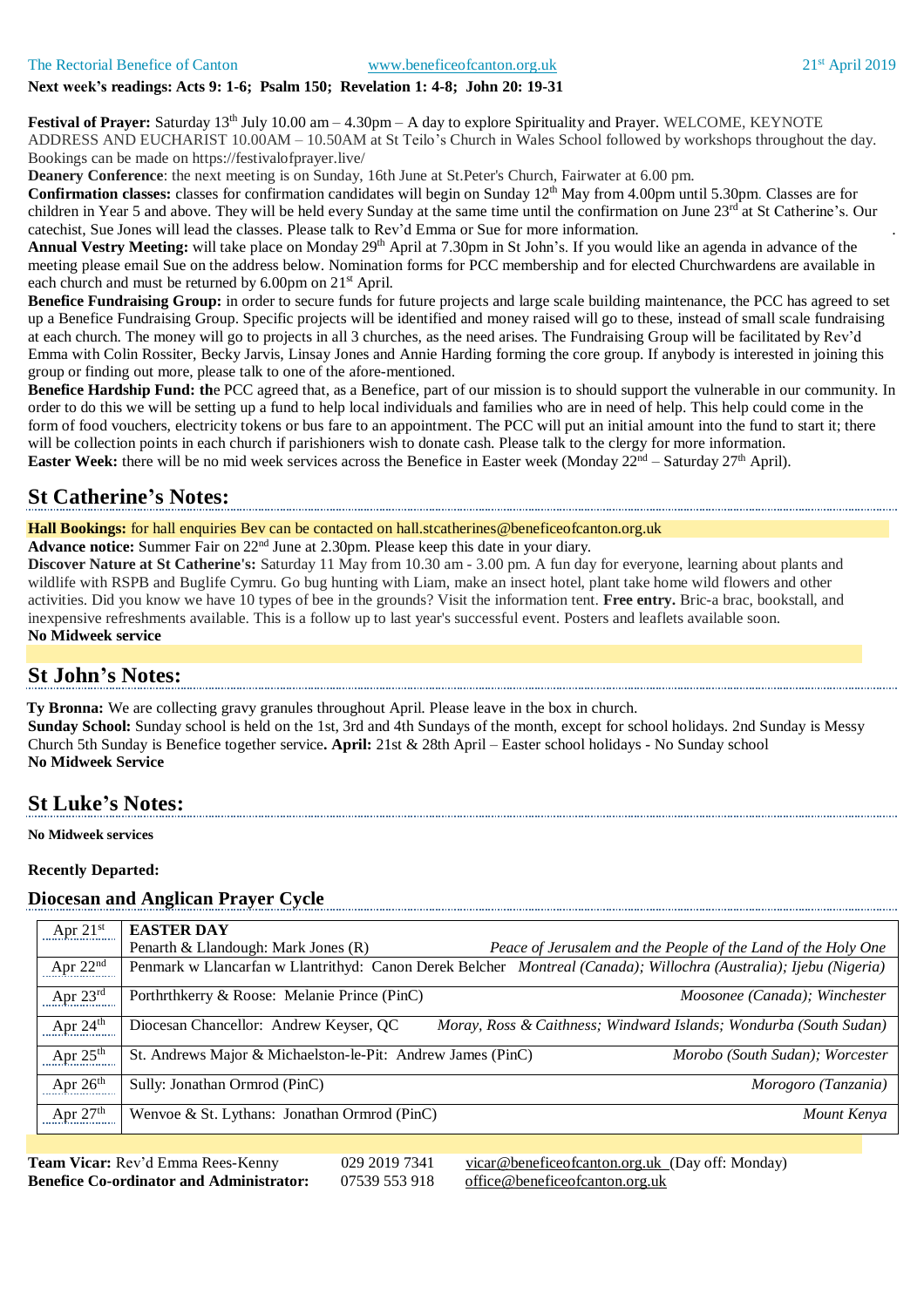The Rectorial Benefice of Canton www.beneficeofcanton.org.uk 21st April 2019

**Next week's readings: Acts 9: 1-6; Psalm 150; Revelation 1: 4-8; John 20: 19-31**

**Festival of Prayer:** Saturday 13th July 10.00 am – 4.30pm – A day to explore Spirituality and Prayer. WELCOME, KEYNOTE ADDRESS AND EUCHARIST 10.00AM – 10.50AM at St Teilo's Church in Wales School followed by workshops throughout the day. Bookings can be made on https://festivalofprayer.live/

**Deanery Conference**: the next meeting is on Sunday, 16th June at St.Peter's Church, Fairwater at 6.00 pm.

**Confirmation classes:** classes for confirmation candidates will begin on Sunday 12th May from 4.00pm until 5.30pm. Classes are for children in Year 5 and above. They will be held every Sunday at the same time until the confirmation on June 23rd at St Catherine's. Our catechist, Sue Jones will lead the classes. Please talk to Rev'd Emma or Sue for more information.

**Annual Vestry Meeting:** will take place on Monday 29th April at 7.30pm in St John's. If you would like an agenda in advance of the meeting please email Sue on the address below. Nomination forms for PCC membership and for elected Churchwardens are available in each church and must be returned by 6.00pm on 21st April.

**Benefice Fundraising Group:** in order to secure funds for future projects and large scale building maintenance, the PCC has agreed to set up a Benefice Fundraising Group. Specific projects will be identified and money raised will go to these, instead of small scale fundraising at each church. The money will go to projects in all 3 churches, as the need arises. The Fundraising Group will be facilitated by Rev'd Emma with Colin Rossiter, Becky Jarvis, Linsay Jones and Annie Harding forming the core group. If anybody is interested in joining this group or finding out more, please talk to one of the afore-mentioned.

**Benefice Hardship Fund: th**e PCC agreed that, as a Benefice, part of our mission is to should support the vulnerable in our community. In order to do this we will be setting up a fund to help local individuals and families who are in need of help. This help could come in the form of food vouchers, electricity tokens or bus fare to an appointment. The PCC will put an initial amount into the fund to start it; there will be collection points in each church if parishioners wish to donate cash. Please talk to the clergy for more information.

**Easter Week:** there will be no mid week services across the Benefice in Easter week (Monday 22nd – Saturday 27th April).

## St Catherine's Notes:

**Hall Bookings:** for hall enquiries Bev can be contacted on hall.stcatherines@beneficeofcanton.org.uk

**Advance notice:** Summer Fair on 22nd June at 2.30pm. Please keep this date in your diary.

**Discover Nature at St Catherine's:** Saturday 11 May from 10.30 am - 3.00 pm. A fun day for everyone, learning about plants and wildlife with RSPB and Buglife Cymru. Go bug hunting with Liam, make an insect hotel, plant take home wild flowers and other activities. Did you know we have 10 types of bee in the grounds? Visit the information tent. **Free entry.** Bric-a brac, bookstall, and inexpensive refreshments available. This is a follow up to last year's successful event. Posters and leaflets available soon.

**No Midweek service**

## St John's Notes:

**Ty Bronna:** We are collecting gravy granules throughout April. Please leave in the box in church.

**Sunday School:** Sunday school is held on the 1st, 3rd and 4th Sundays of the month, except for school holidays. 2nd Sunday is Messy Church 5th Sunday is Benefice together service**. April:** 21st & 28th April – Easter school holidays - No Sunday school

**No Midweek Service**

## St Luke's Notes:

**No Midweek services**

**Recently Departed:**

## Diocesan and Anglican Prayer Cycle

| | | |
|---|---|---|
| Apr 21st | **EASTER DAY**<br>Penarth & Llandough: Mark Jones (R) | *Peace of Jerusalem and the People of the Land of the Holy One* |
| Apr 22nd | Penmark w Llancarfan w Llantrithyd: Canon Derek Belcher | *Montreal (Canada); Willochra (Australia); Ijebu (Nigeria)* |
| Apr 23rd | Porthrthkerry & Roose: Melanie Prince (PinC) | *Moosonee (Canada); Winchester* |
| Apr 24th | Diocesan Chancellor: Andrew Keyser, QC | *Moray, Ross & Caithness; Windward Islands; Wondurba (South Sudan)* |
| Apr 25th | St. Andrews Major & Michaelston-le-Pit: Andrew James (PinC) | *Morobo (South Sudan); Worcester* |
| Apr 26th | Sully: Jonathan Ormrod (PinC) | *Morogoro (Tanzania)* |
| Apr 27th | Wenvoe & St. Lythans: Jonathan Ormrod (PinC) | *Mount Kenya* |

**Team Vicar:** Rev'd Emma Rees-Kenny 029 2019 7341 vicar@beneficeofcanton.org.uk (Day off: Monday)

**Benefice Co-ordinator and Administrator:** 07539 553 918 office@beneficeofcanton.org.uk